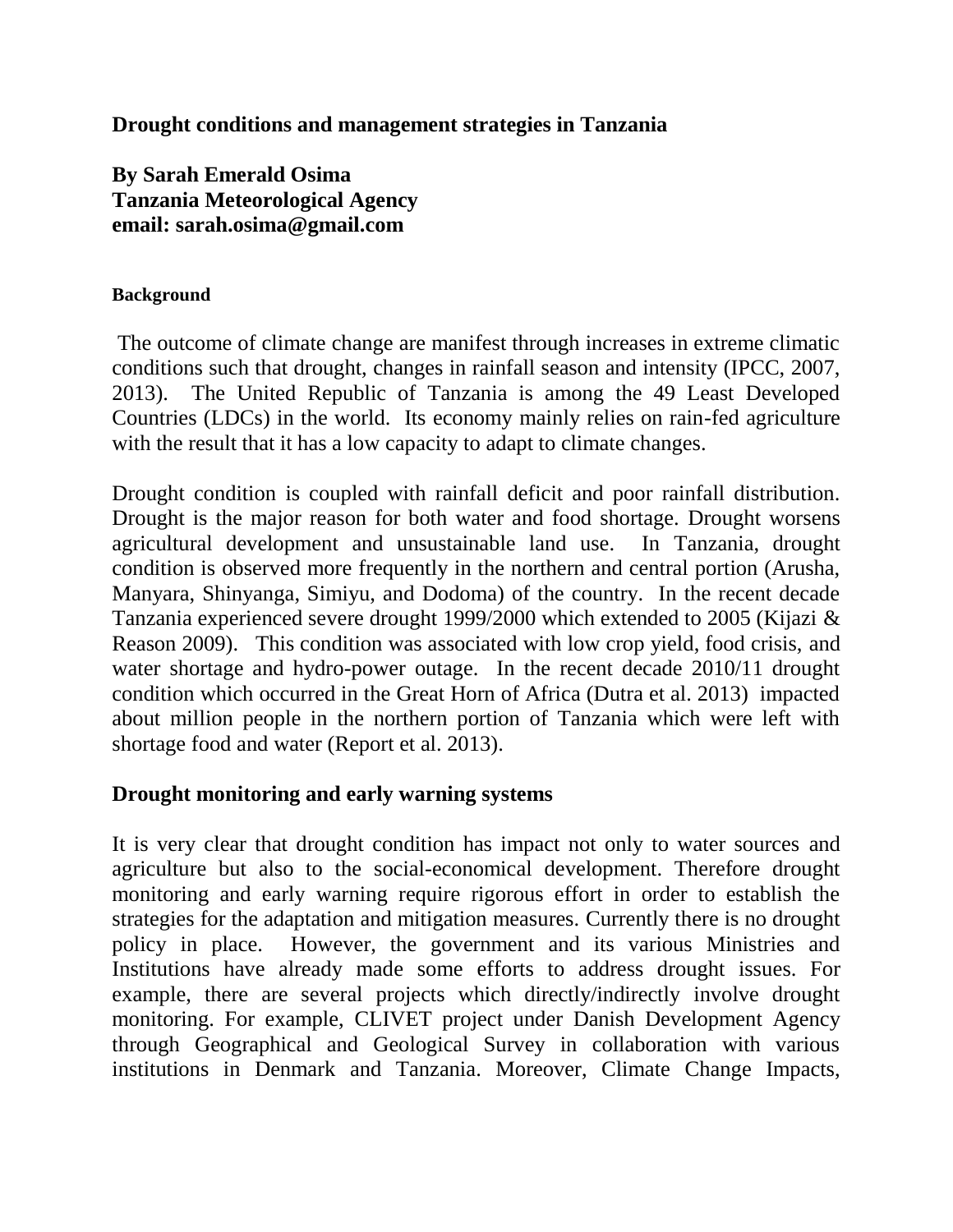**Drought conditions and management strategies in Tanzania**

**By Sarah Emerald Osima**
**Tanzania Meteorological Agency**
**email: sarah.osima@gmail.com**

**Background**

The outcome of climate change are manifest through increases in extreme climatic conditions such that drought, changes in rainfall season and intensity (IPCC, 2007, 2013). The United Republic of Tanzania is among the 49 Least Developed Countries (LDCs) in the world. Its economy mainly relies on rain-fed agriculture with the result that it has a low capacity to adapt to climate changes.

Drought condition is coupled with rainfall deficit and poor rainfall distribution. Drought is the major reason for both water and food shortage. Drought worsens agricultural development and unsustainable land use. In Tanzania, drought condition is observed more frequently in the northern and central portion (Arusha, Manyara, Shinyanga, Simiyu, and Dodoma) of the country. In the recent decade Tanzania experienced severe drought 1999/2000 which extended to 2005 (Kijazi & Reason 2009). This condition was associated with low crop yield, food crisis, and water shortage and hydro-power outage. In the recent decade 2010/11 drought condition which occurred in the Great Horn of Africa (Dutra et al. 2013) impacted about million people in the northern portion of Tanzania which were left with shortage food and water (Report et al. 2013).

## Drought monitoring and early warning systems

It is very clear that drought condition has impact not only to water sources and agriculture but also to the social-economical development. Therefore drought monitoring and early warning require rigorous effort in order to establish the strategies for the adaptation and mitigation measures. Currently there is no drought policy in place. However, the government and its various Ministries and Institutions have already made some efforts to address drought issues. For example, there are several projects which directly/indirectly involve drought monitoring. For example, CLIVET project under Danish Development Agency through Geographical and Geological Survey in collaboration with various institutions in Denmark and Tanzania. Moreover, Climate Change Impacts,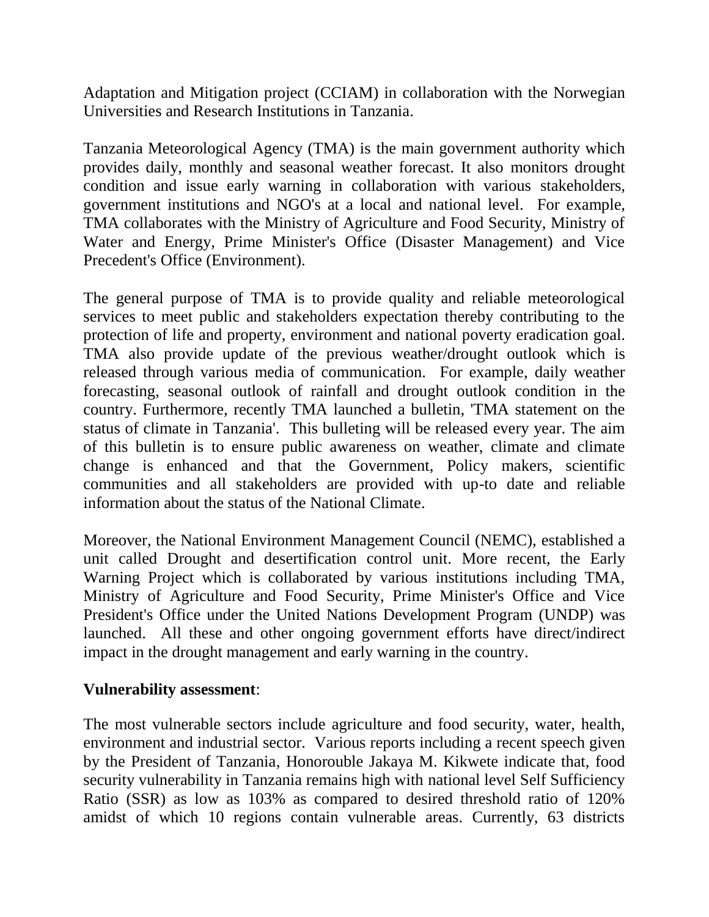Adaptation and Mitigation project (CCIAM) in collaboration with the Norwegian Universities and Research Institutions in Tanzania.

Tanzania Meteorological Agency (TMA) is the main government authority which provides daily, monthly and seasonal weather forecast. It also monitors drought condition and issue early warning in collaboration with various stakeholders, government institutions and NGO's at a local and national level. For example, TMA collaborates with the Ministry of Agriculture and Food Security, Ministry of Water and Energy, Prime Minister's Office (Disaster Management) and Vice Precedent's Office (Environment).

The general purpose of TMA is to provide quality and reliable meteorological services to meet public and stakeholders expectation thereby contributing to the protection of life and property, environment and national poverty eradication goal. TMA also provide update of the previous weather/drought outlook which is released through various media of communication. For example, daily weather forecasting, seasonal outlook of rainfall and drought outlook condition in the country. Furthermore, recently TMA launched a bulletin, 'TMA statement on the status of climate in Tanzania'. This bulleting will be released every year. The aim of this bulletin is to ensure public awareness on weather, climate and climate change is enhanced and that the Government, Policy makers, scientific communities and all stakeholders are provided with up-to date and reliable information about the status of the National Climate.

Moreover, the National Environment Management Council (NEMC), established a unit called Drought and desertification control unit. More recent, the Early Warning Project which is collaborated by various institutions including TMA, Ministry of Agriculture and Food Security, Prime Minister's Office and Vice President's Office under the United Nations Development Program (UNDP) was launched. All these and other ongoing government efforts have direct/indirect impact in the drought management and early warning in the country.

**Vulnerability assessment**:

The most vulnerable sectors include agriculture and food security, water, health, environment and industrial sector. Various reports including a recent speech given by the President of Tanzania, Honorouble Jakaya M. Kikwete indicate that, food security vulnerability in Tanzania remains high with national level Self Sufficiency Ratio (SSR) as low as 103% as compared to desired threshold ratio of 120% amidst of which 10 regions contain vulnerable areas. Currently, 63 districts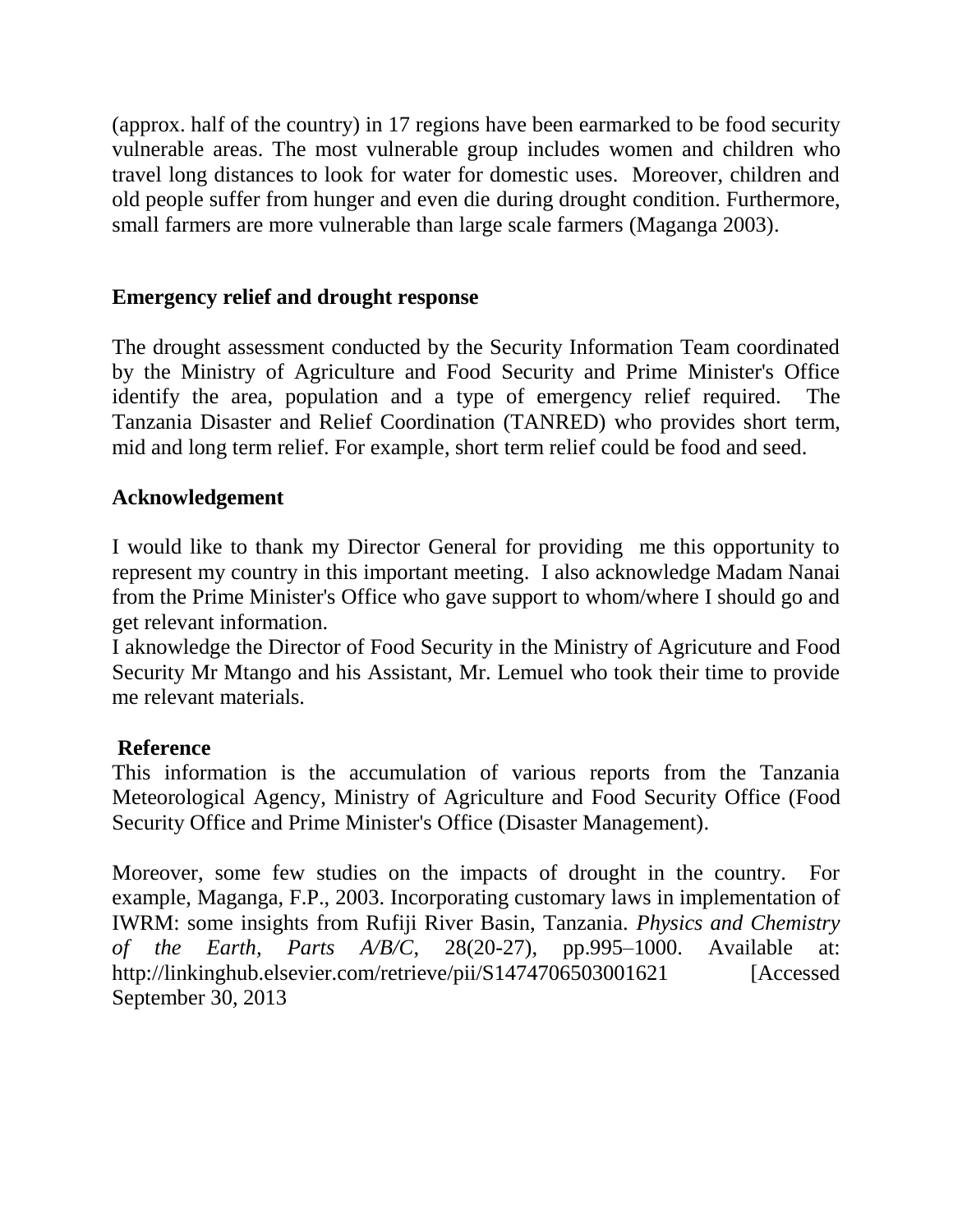(approx. half of the country) in 17 regions have been earmarked to be food security vulnerable areas. The most vulnerable group includes women and children who travel long distances to look for water for domestic uses. Moreover, children and old people suffer from hunger and even die during drought condition. Furthermore, small farmers are more vulnerable than large scale farmers (Maganga 2003).

## Emergency relief and drought response

The drought assessment conducted by the Security Information Team coordinated by the Ministry of Agriculture and Food Security and Prime Minister's Office identify the area, population and a type of emergency relief required. The Tanzania Disaster and Relief Coordination (TANRED) who provides short term, mid and long term relief. For example, short term relief could be food and seed.

## Acknowledgement

I would like to thank my Director General for providing me this opportunity to represent my country in this important meeting. I also acknowledge Madam Nanai from the Prime Minister's Office who gave support to whom/where I should go and get relevant information.
I aknowledge the Director of Food Security in the Ministry of Agricuture and Food Security Mr Mtango and his Assistant, Mr. Lemuel who took their time to provide me relevant materials.

## Reference

This information is the accumulation of various reports from the Tanzania Meteorological Agency, Ministry of Agriculture and Food Security Office (Food Security Office and Prime Minister's Office (Disaster Management).

Moreover, some few studies on the impacts of drought in the country. For example, Maganga, F.P., 2003. Incorporating customary laws in implementation of IWRM: some insights from Rufiji River Basin, Tanzania. *Physics and Chemistry of the Earth, Parts A/B/C*, 28(20-27), pp.995–1000. Available at: http://linkinghub.elsevier.com/retrieve/pii/S1474706503001621 [Accessed September 30, 2013